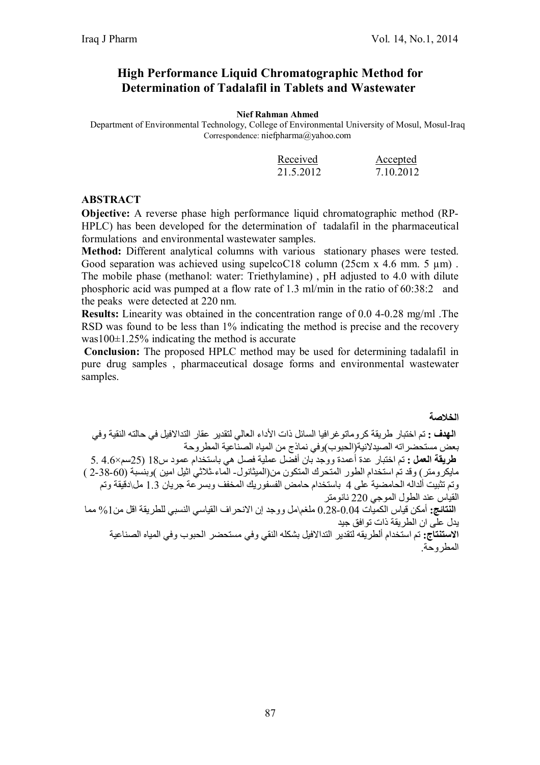# High Performance Liquid Chromatographic Method for Determination of Tadalafil in Tablets and Wastewater

**Nief Rahman Ahmed**

Department of Environmental Technology, College of Environmental University of Mosul, Mosul-Iraq
Correspondence: niefpharma@yahoo.com

| Received | Accepted |
|---|---|
| 21.5.2012 | 7.10.2012 |

## ABSTRACT

**Objective:** A reverse phase high performance liquid chromatographic method (RP-HPLC) has been developed for the determination of tadalafil in the pharmaceutical formulations and environmental wastewater samples.

**Method:** Different analytical columns with various stationary phases were tested. Good separation was achieved using supelcoC18 column (25cm x 4.6 mm. 5 µm) . The mobile phase (methanol: water: Triethylamine) , pH adjusted to 4.0 with dilute phosphoric acid was pumped at a flow rate of 1.3 ml/min in the ratio of 60:38:2 and the peaks were detected at 220 nm.

**Results:** Linearity was obtained in the concentration range of 0.0 4-0.28 mg/ml .The RSD was found to be less than 1% indicating the method is precise and the recovery was100±1.25% indicating the method is accurate

**Conclusion:** The proposed HPLC method may be used for determining tadalafil in pure drug samples , pharmaceutical dosage forms and environmental wastewater samples.

## الخلاصة

**الهدف :** تم اختبار طريقة كروماتوغرافيا السائل ذات الأداء العالي لتقدير عقار التدالافيل في حالته النقية وفي بعض مستحضراته الصيدلانية(الحبوب)وفي نماذج من المياه الصناعية المطروحة

**طريقة العمل :** تم اختبار عدة أعمدة ووجد بأن أفضل عملية فصل هي باستخدام عمود س18 (25سم×4.6 .5 مايكرومتر) وقد تم استخدام الطور المتحرك المتكون من(الميثانول- الماء-ثلاثي اثيل امين )وبنسبة (60-38-2 ) وتم تثبيت ألداله الحامضية على 4 باستخدام حامض الفسفوريك المخفف وبسرعة جريان 1.3 مل\دقيقة وتم القياس عند الطول الموجي 220 نانومتر

**النتائج:** أمكن قياس الكميات 0.04-0.28 ملغم\مل ووجد إن الانحراف القياسي النسبي للطريقة اقل من1% مما يدل على ان الطريقة ذات توافق جيد

**الاستنتاج:** تم استخدام ألطريقه لتقدير التدالافيل بشكله النقي وفي مستحضر الحبوب وفي المياه الصناعية المطروحة.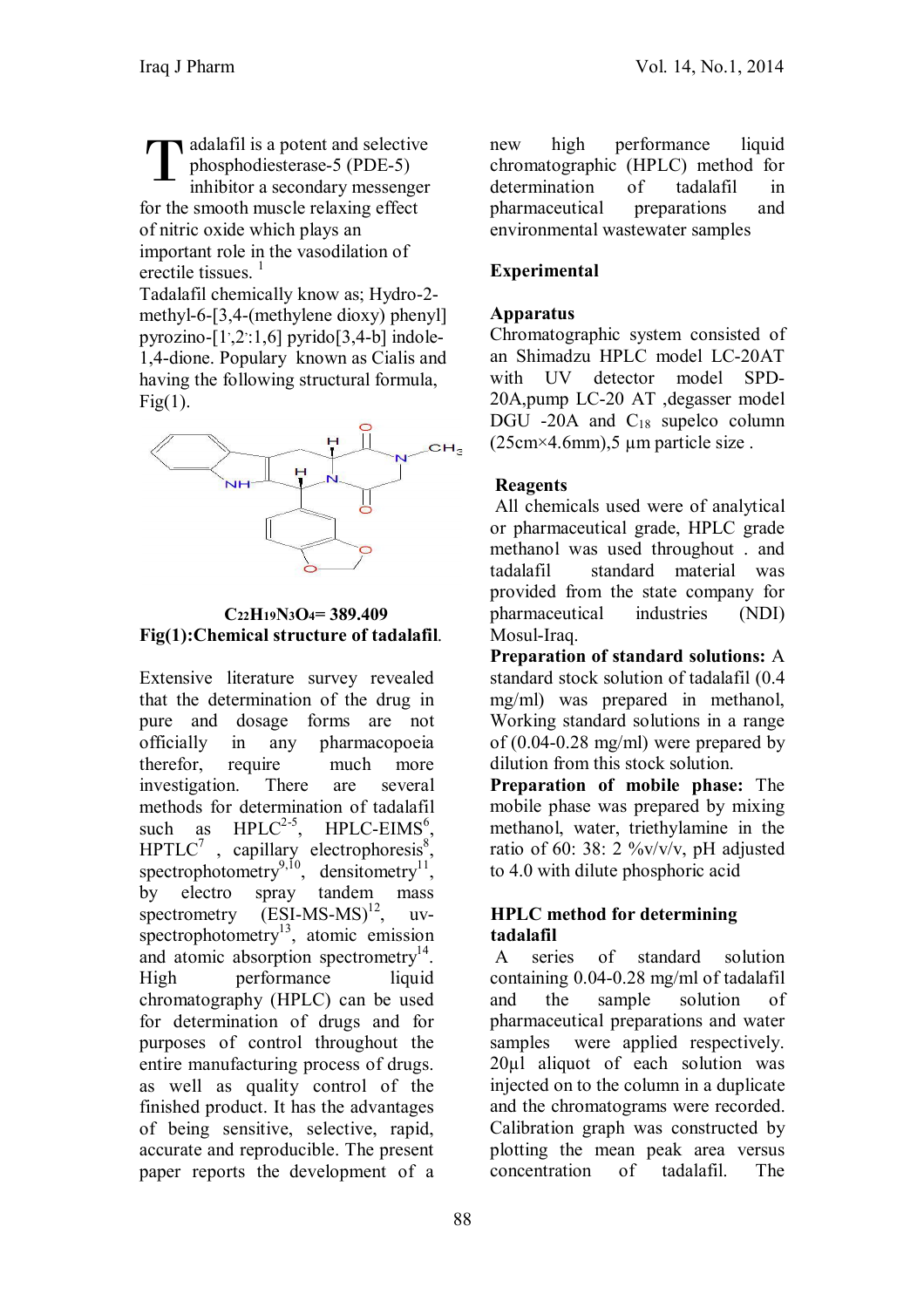Tadalafil is a potent and selective phosphodiesterase-5 (PDE-5) inhibitor a secondary messenger for the smooth muscle relaxing effect of nitric oxide which plays an important role in the vasodilation of erectile tissues. [1]

Tadalafil chemically know as; Hydro-2-methyl-6-[3,4-(methylene dioxy) phenyl] pyrozino-[1',2':1,6] pyrido[3,4-b] indole-1,4-dione. Popular known as Cialis and having the following structural formula, Fig(1).

**$C_{22}H_{19}N_3O_4$= 389.409**

**Fig(1):Chemical structure of tadalafil.**

Extensive literature survey revealed that the determination of the drug in pure and dosage forms are not officially in any pharmacopoeia therefor, require much more investigation. There are several methods for determination of tadalafil such as HPLC[2-5], HPLC-EIMS[6], HPTLC[7], capillary electrophoresis[8], spectrophotometry[9,10], densitometry[11], by electro spray tandem mass spectrometry (ESI-MS-MS)[12], uv-spectrophotometry[13], atomic emission and atomic absorption spectrometry[14]. High performance liquid chromatography (HPLC) can be used for determination of drugs and for purposes of control throughout the entire manufacturing process of drugs. as well as quality control of the finished product. It has the advantages of being sensitive, selective, rapid, accurate and reproducible. The present paper reports the development of a new high performance liquid chromatographic (HPLC) method for determination of tadalafil in pharmaceutical preparations and environmental wastewater samples

## Experimental

### Apparatus

Chromatographic system consisted of an Shimadzu HPLC model LC-20AT with UV detector model SPD-20A,pump LC-20 AT ,degasser model DGU -20A and $C_{18}$ supelco column (25cm×4.6mm),5 µm particle size .

### Reagents

All chemicals used were of analytical or pharmaceutical grade, HPLC grade methanol was used throughout . and tadalafil standard material was provided from the state company for pharmaceutical industries (NDI) Mosul-Iraq.

**Preparation of standard solutions:** A standard stock solution of tadalafil (0.4 mg/ml) was prepared in methanol, Working standard solutions in a range of (0.04-0.28 mg/ml) were prepared by dilution from this stock solution.

**Preparation of mobile phase:** The mobile phase was prepared by mixing methanol, water, triethylamine in the ratio of 60: 38: 2 %v/v/v, pH adjusted to 4.0 with dilute phosphoric acid

### HPLC method for determining tadalafil

A series of standard solution containing 0.04-0.28 mg/ml of tadalafil and the sample solution of pharmaceutical preparations and water samples were applied respectively. 20µl aliquot of each solution was injected on to the column in a duplicate and the chromatograms were recorded. Calibration graph was constructed by plotting the mean peak area versus concentration of tadalafil. The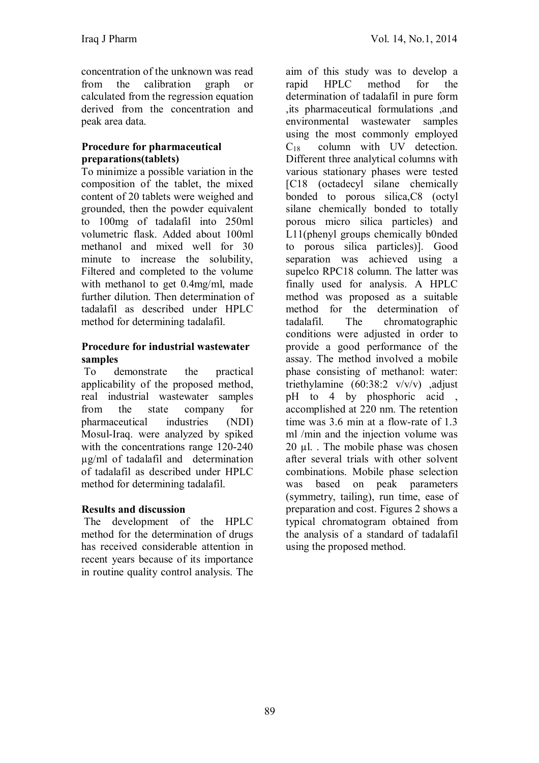concentration of the unknown was read from the calibration graph or calculated from the regression equation derived from the concentration and peak area data.

**Procedure for pharmaceutical preparations(tablets)**

To minimize a possible variation in the composition of the tablet, the mixed content of 20 tablets were weighed and grounded, then the powder equivalent to 100mg of tadalafil into 250ml volumetric flask. Added about 100ml methanol and mixed well for 30 minute to increase the solubility, Filtered and completed to the volume with methanol to get 0.4mg/ml, made further dilution. Then determination of tadalafil as described under HPLC method for determining tadalafil.

**Procedure for industrial wastewater samples**

To demonstrate the practical applicability of the proposed method, real industrial wastewater samples from the state company for pharmaceutical industries (NDI) Mosul-Iraq. were analyzed by spiked with the concentrations range 120-240 µg/ml of tadalafil and determination of tadalafil as described under HPLC method for determining tadalafil.

**Results and discussion**

The development of the HPLC method for the determination of drugs has received considerable attention in recent years because of its importance in routine quality control analysis. The aim of this study was to develop a rapid HPLC method for the determination of tadalafil in pure form ,its pharmaceutical formulations ,and environmental wastewater samples using the most commonly employed $C_{18}$ column with UV detection. Different three analytical columns with various stationary phases were tested [C18 (octadecyl silane chemically bonded to porous silica,C8 (octyl silane chemically bonded to totally porous micro silica particles) and L11(phenyl groups chemically b0nded to porous silica particles)]. Good separation was achieved using a supelco RPC18 column. The latter was finally used for analysis. A HPLC method was proposed as a suitable method for the determination of tadalafil. The chromatographic conditions were adjusted in order to provide a good performance of the assay. The method involved a mobile phase consisting of methanol: water: triethylamine (60:38:2 v/v/v) ,adjust pH to 4 by phosphoric acid , accomplished at 220 nm. The retention time was 3.6 min at a flow-rate of 1.3 ml /min and the injection volume was 20 µl. . The mobile phase was chosen after several trials with other solvent combinations. Mobile phase selection was based on peak parameters (symmetry, tailing), run time, ease of preparation and cost. Figures 2 shows a typical chromatogram obtained from the analysis of a standard of tadalafil using the proposed method.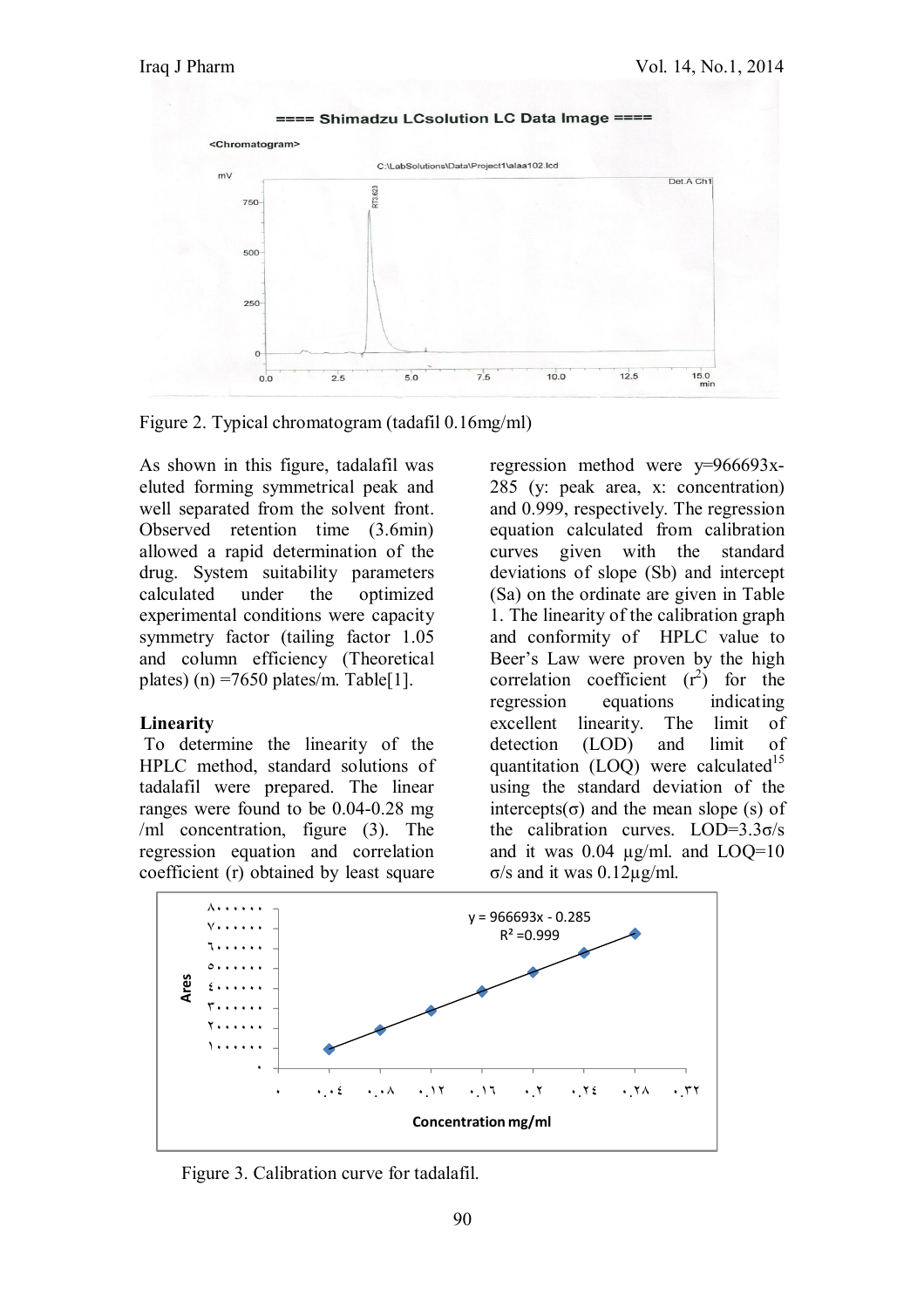Figure 2. Typical chromatogram (tadafil 0.16mg/ml)

As shown in this figure, tadalafil was eluted forming symmetrical peak and well separated from the solvent front. Observed retention time (3.6min) allowed a rapid determination of the drug. System suitability parameters calculated under the optimized experimental conditions were capacity symmetry factor (tailing factor 1.05 and column efficiency (Theoretical plates) (n) =7650 plates/m. Table[1].

**Linearity**

To determine the linearity of the HPLC method, standard solutions of tadalafil were prepared. The linear ranges were found to be 0.04-0.28 mg /ml concentration, figure (3). The regression equation and correlation coefficient (r) obtained by least square regression method were y=966693x-285 (y: peak area, x: concentration) and 0.999, respectively. The regression equation calculated from calibration curves given with the standard deviations of slope (Sb) and intercept (Sa) on the ordinate are given in Table 1. The linearity of the calibration graph and conformity of HPLC value to Beer's Law were proven by the high correlation coefficient ($r^2$) for the regression equations indicating excellent linearity. The limit of detection (LOD) and limit of quantitation (LOQ) were calculated[15] using the standard deviation of the intercepts(σ) and the mean slope (s) of the calibration curves. LOD=3.3σ/s and it was 0.04 µg/ml. and LOQ=10 σ/s and it was 0.12µg/ml.

Figure 3. Calibration curve for tadalafil.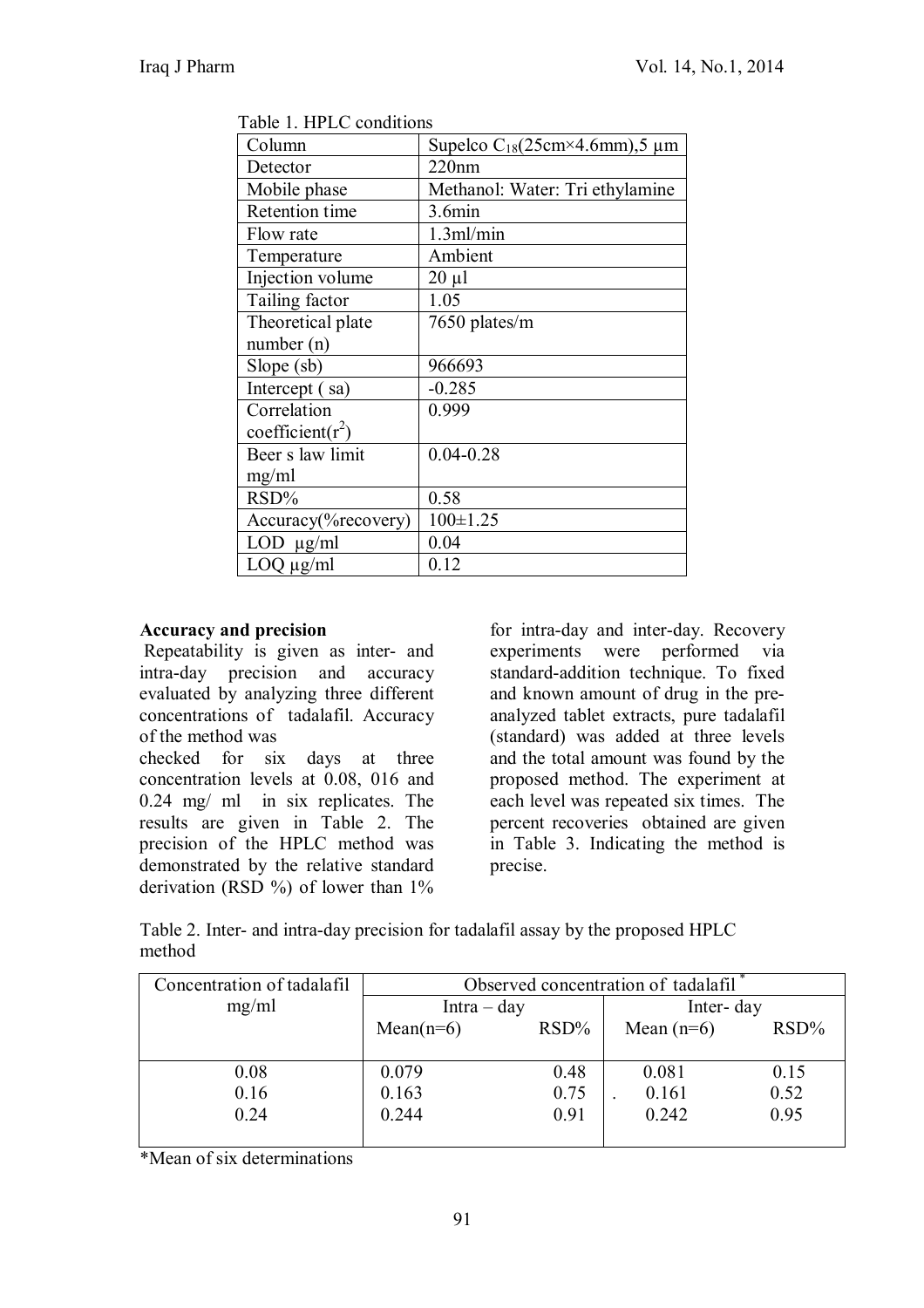Table 1. HPLC conditions

| Column | Supelco $C_{18}$(25cm×4.6mm),5 µm |
|---|---|
| Detector | 220nm |
| Mobile phase | Methanol: Water: Tri ethylamine |
| Retention time | 3.6min |
| Flow rate | 1.3ml/min |
| Temperature | Ambient |
| Injection volume | 20 µl |
| Tailing factor | 1.05 |
| Theoretical plate number (n) | 7650 plates/m |
| Slope (sb) | 966693 |
| Intercept ( sa) | -0.285 |
| Correlation coefficient($r^2$) | 0.999 |
| Beer s law limit mg/ml | 0.04-0.28 |
| RSD% | 0.58 |
| Accuracy(%recovery) | 100±1.25 |
| LOD µg/ml | 0.04 |
| LOQ µg/ml | 0.12 |

**Accuracy and precision**

Repeatability is given as inter- and intra-day precision and accuracy evaluated by analyzing three different concentrations of tadalafil. Accuracy of the method was checked for six days at three concentration levels at 0.08, 016 and 0.24 mg/ ml in six replicates. The results are given in Table 2. The precision of the HPLC method was demonstrated by the relative standard derivation (RSD %) of lower than 1% for intra-day and inter-day. Recovery experiments were performed via standard-addition technique. To fixed and known amount of drug in the pre-analyzed tablet extracts, pure tadalafil (standard) was added at three levels and the total amount was found by the proposed method. The experiment at each level was repeated six times. The percent recoveries obtained are given in Table 3. Indicating the method is precise.

Table 2. Inter- and intra-day precision for tadalafil assay by the proposed HPLC method

| Concentration of tadalafil mg/ml | Observed concentration of tadalafil * | | | |
|---|---|---|---|---|
| | Intra – day | | Inter- day | |
| | Mean(n=6) | RSD% | Mean (n=6) | RSD% |
| 0.08 | 0.079 | 0.48 | 0.081 | 0.15 |
| 0.16 | 0.163 | 0.75 | 0.161 | 0.52 |
| 0.24 | 0.244 | 0.91 | 0.242 | 0.95 |

*Mean of six determinations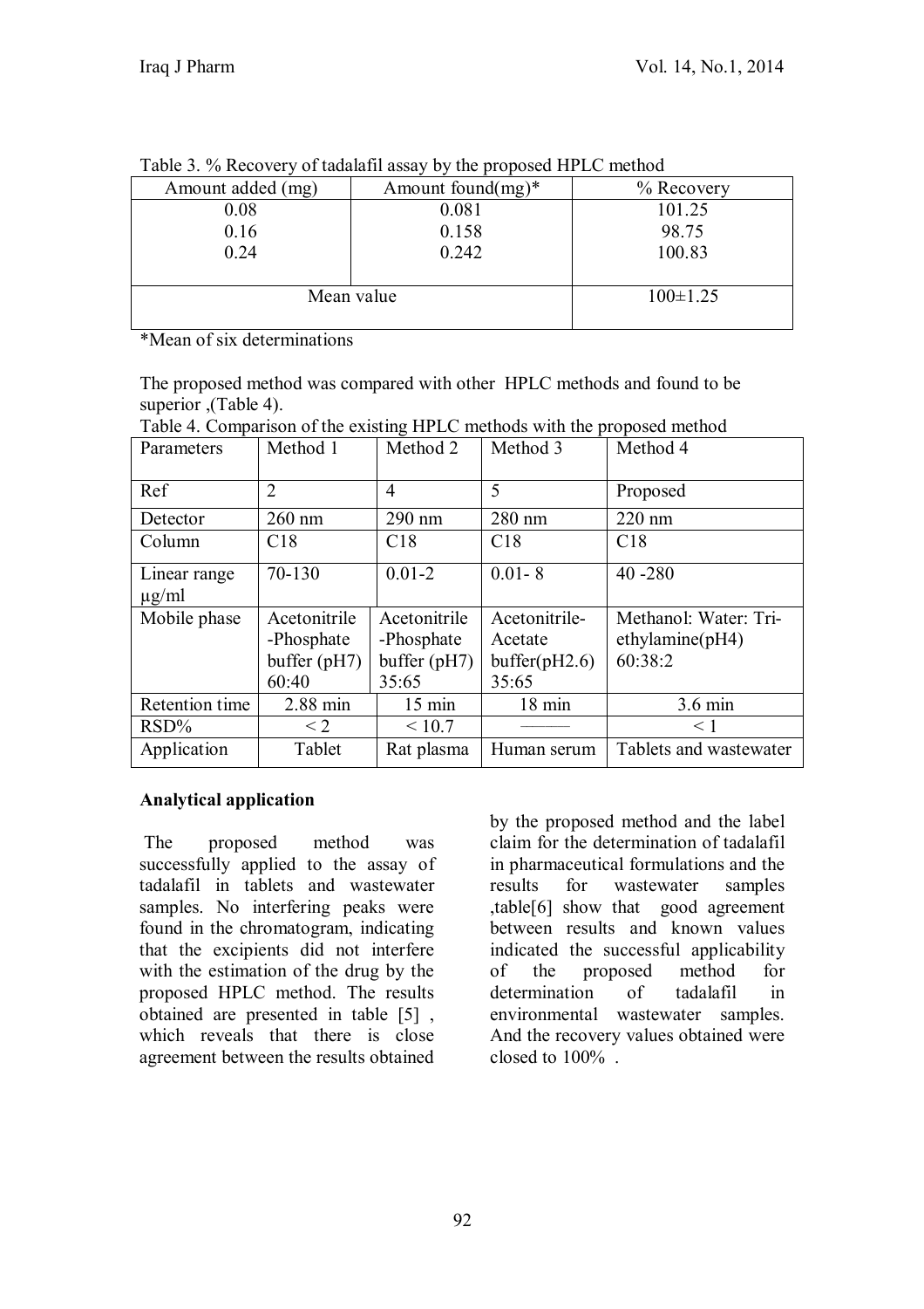Table 3. % Recovery of tadalafil assay by the proposed HPLC method

| Amount added (mg) | Amount found(mg)* | % Recovery |
|---|---|---|
| 0.08 | 0.081 | 101.25 |
| 0.16 | 0.158 | 98.75 |
| 0.24 | 0.242 | 100.83 |
| Mean value | | 100±1.25 |

*Mean of six determinations

The proposed method was compared with other HPLC methods and found to be superior ,(Table 4).

Table 4. Comparison of the existing HPLC methods with the proposed method

| Parameters | Method 1 | Method 2 | Method 3 | Method 4 |
|---|---|---|---|---|
| Ref | 2 | 4 | 5 | Proposed |
| Detector | 260 nm | 290 nm | 280 nm | 220 nm |
| Column | C18 | C18 | C18 | C18 |
| Linear range µg/ml | 70-130 | 0.01-2 | 0.01- 8 | 40 -280 |
| Mobile phase | Acetonitrile -Phosphate buffer (pH7) 60:40 | Acetonitrile -Phosphate buffer (pH7) 35:65 | Acetonitrile-Acetate buffer(pH2.6) 35:65 | Methanol: Water: Tri-ethylamine(pH4) 60:38:2 |
| Retention time | 2.88 min | 15 min | 18 min | 3.6 min |
| RSD% | < 2 | < 10.7 | ——— | < 1 |
| Application | Tablet | Rat plasma | Human serum | Tablets and wastewater |

**Analytical application**

The proposed method was successfully applied to the assay of tadalafil in tablets and wastewater samples. No interfering peaks were found in the chromatogram, indicating that the excipients did not interfere with the estimation of the drug by the proposed HPLC method. The results obtained are presented in table [5] , which reveals that there is close agreement between the results obtained by the proposed method and the label claim for the determination of tadalafil in pharmaceutical formulations and the results for wastewater samples ,table[6] show that good agreement between results and known values indicated the successful applicability of the proposed method for determination of tadalafil in environmental wastewater samples. And the recovery values obtained were closed to 100% .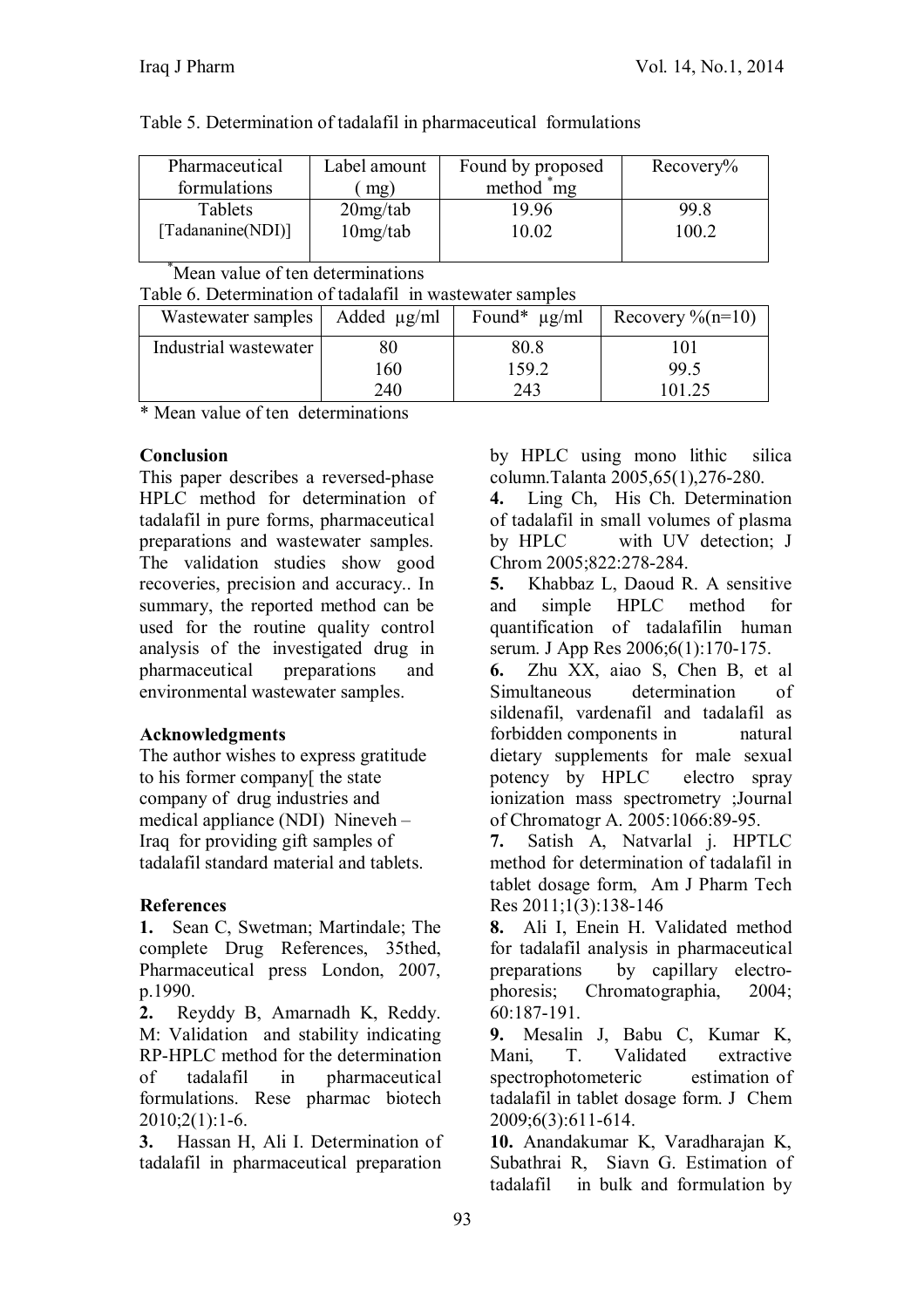Table 5. Determination of tadalafil in pharmaceutical formulations

| Pharmaceutical formulations | Label amount ( mg) | Found by proposed method * mg | Recovery% |
|---|---|---|---|
| Tablets [Tadananine(NDI)] | 20mg/tab<br>10mg/tab | 19.96<br>10.02 | 99.8<br>100.2 |

*Mean value of ten determinations

Table 6. Determination of tadalafil in wastewater samples

| Wastewater samples | Added µg/ml | Found* µg/ml | Recovery %(n=10) |
|---|---|---|---|
| Industrial wastewater | 80<br>160<br>240 | 80.8<br>159.2<br>243 | 101<br>99.5<br>101.25 |

* Mean value of ten determinations

## Conclusion

This paper describes a reversed-phase HPLC method for determination of tadalafil in pure forms, pharmaceutical preparations and wastewater samples. The validation studies show good recoveries, precision and accuracy.. In summary, the reported method can be used for the routine quality control analysis of the investigated drug in pharmaceutical preparations and environmental wastewater samples.

## Acknowledgments

The author wishes to express gratitude to his former company[ the state company of drug industries and medical appliance (NDI) Nineveh – Iraq for providing gift samples of tadalafil standard material and tablets.

## References

**1.** Sean C, Swetman; Martindale; The complete Drug References, 35thed, Pharmaceutical press London, 2007, p.1990.

**2.** Reyddy B, Amarnadh K, Reddy. M: Validation and stability indicating RP-HPLC method for the determination of tadalafil in pharmaceutical formulations. Rese pharmac biotech 2010;2(1):1-6.

**3.** Hassan H, Ali I. Determination of tadalafil in pharmaceutical preparation by HPLC using mono lithic silica column.Talanta 2005,65(1),276-280.

**4.** Ling Ch, His Ch. Determination of tadalafil in small volumes of plasma by HPLC with UV detection; J Chrom 2005;822:278-284.

**5.** Khabbaz L, Daoud R. A sensitive and simple HPLC method for quantification of tadalafilin human serum. J App Res 2006;6(1):170-175.

**6.** Zhu XX, aiao S, Chen B, et al Simultaneous determination of sildenafil, vardenafil and tadalafil as forbidden components in natural dietary supplements for male sexual potency by HPLC electro spray ionization mass spectrometry ;Journal of Chromatogr A. 2005:1066:89-95.

**7.** Satish A, Natvarlal j. HPTLC method for determination of tadalafil in tablet dosage form, Am J Pharm Tech Res 2011;1(3):138-146

**8.** Ali I, Enein H. Validated method for tadalafil analysis in pharmaceutical preparations by capillary electrophoresis; Chromatographia, 2004; 60:187-191.

**9.** Mesalin J, Babu C, Kumar K, Mani, T. Validated extractive spectrophotometeric estimation of tadalafil in tablet dosage form. J Chem 2009;6(3):611-614.

**10.** Anandakumar K, Varadharajan K, Subathrai R, Siavn G. Estimation of tadalafil in bulk and formulation by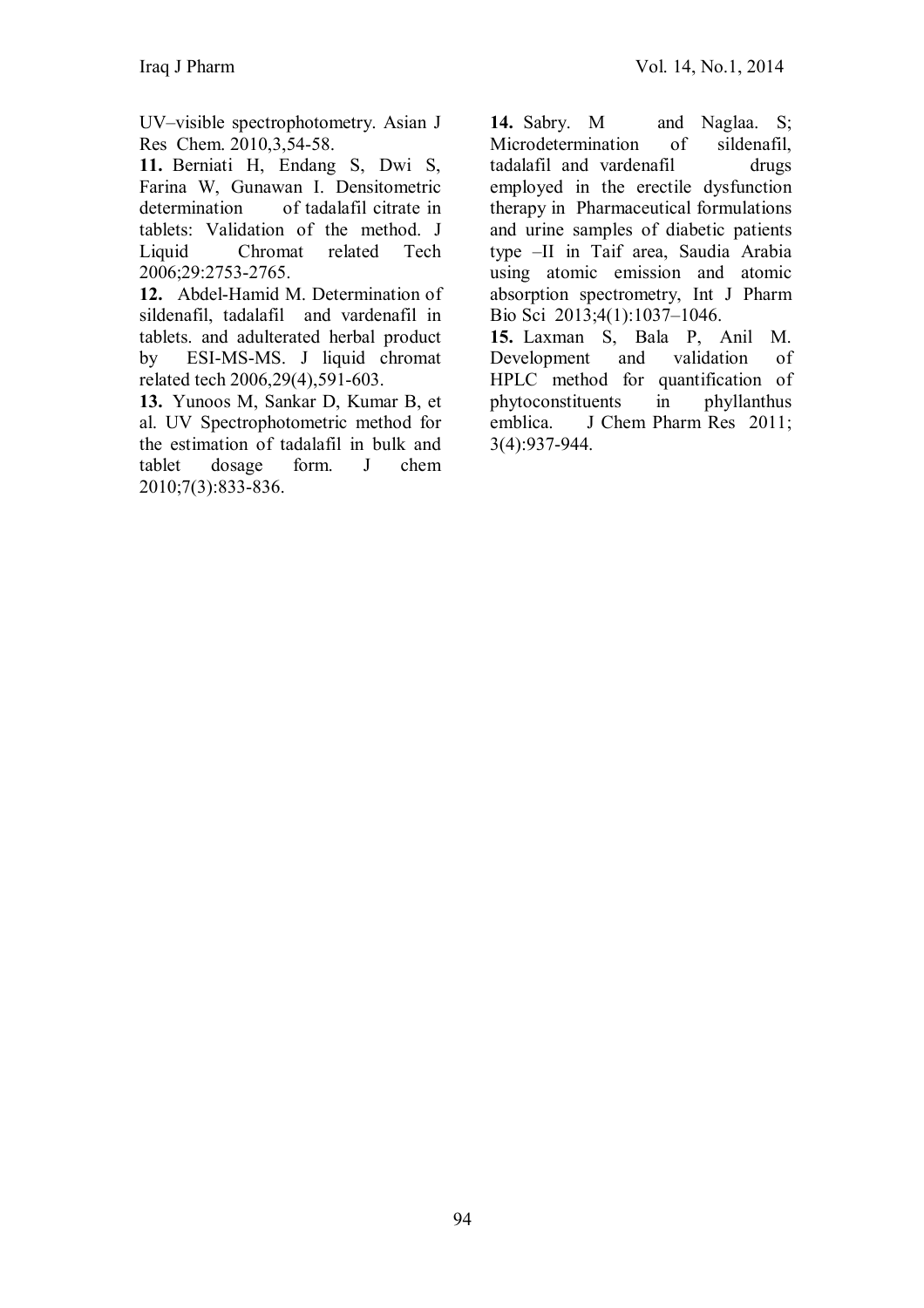UV–visible spectrophotometry. Asian J Res Chem. 2010,3,54-58.

**11.** Berniati H, Endang S, Dwi S, Farina W, Gunawan I. Densitometric determination of tadalafil citrate in tablets: Validation of the method. J Liquid Chromat related Tech 2006;29:2753-2765.

**12.** Abdel-Hamid M. Determination of sildenafil, tadalafil and vardenafil in tablets. and adulterated herbal product by ESI-MS-MS. J liquid chromat related tech 2006,29(4),591-603.

**13.** Yunoos M, Sankar D, Kumar B, et al. UV Spectrophotometric method for the estimation of tadalafil in bulk and tablet dosage form. J chem 2010;7(3):833-836.

**14.** Sabry. M and Naglaa. S; Microdetermination of sildenafil, tadalafil and vardenafil drugs employed in the erectile dysfunction therapy in Pharmaceutical formulations and urine samples of diabetic patients type –II in Taif area, Saudia Arabia using atomic emission and atomic absorption spectrometry, Int J Pharm Bio Sci 2013;4(1):1037–1046.

**15.** Laxman S, Bala P, Anil M. Development and validation of HPLC method for quantification of phytoconstituents in phyllanthus emblica. J Chem Pharm Res 2011; 3(4):937-944.